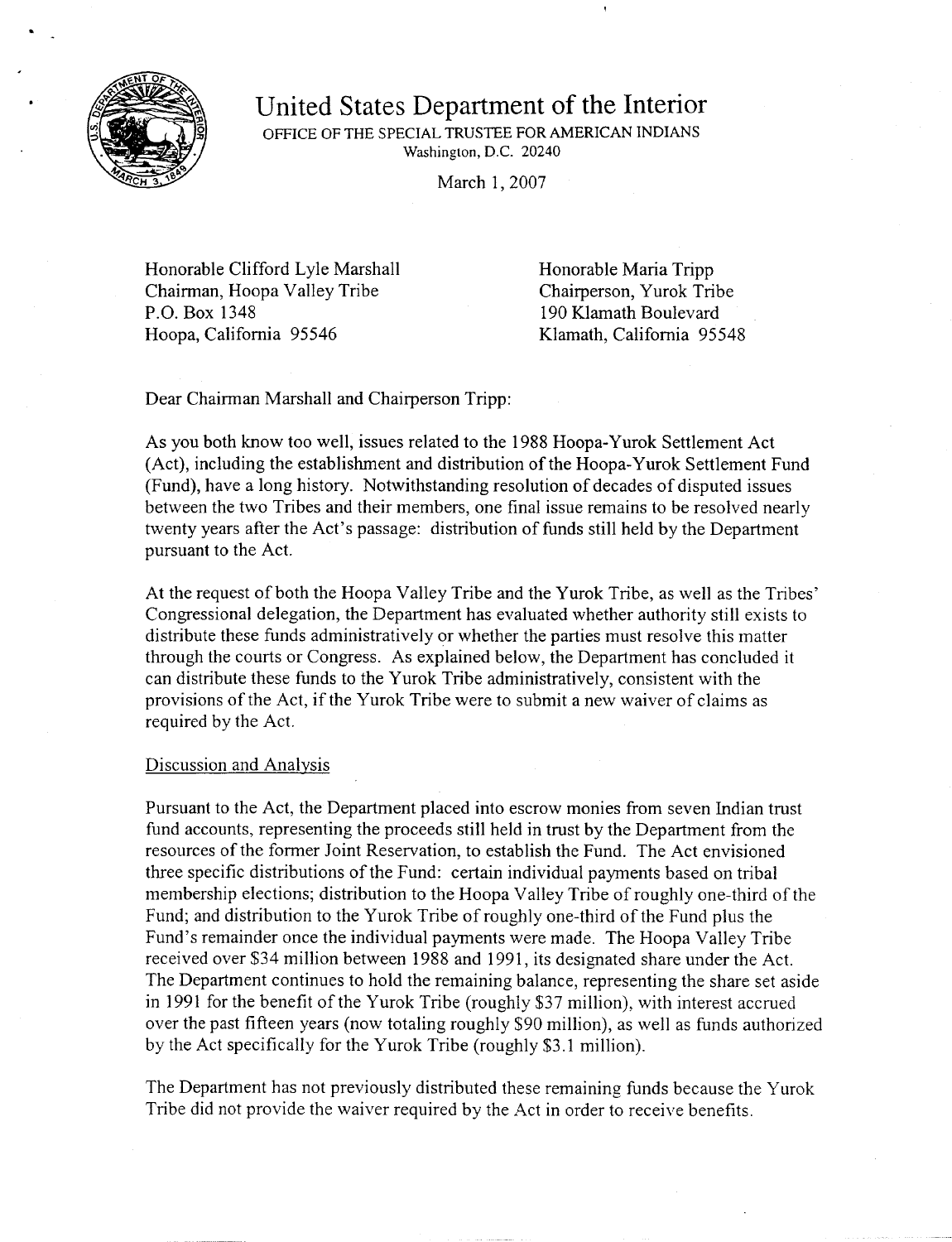# United States Department of the Interior

OFFICE OF THE SPECIAL TRUSTEE FOR AMERICAN INDIANS
Washington, D.C. 20240

March 1, 2007

Honorable Clifford Lyle Marshall
Chairman, Hoopa Valley Tribe
P.O. Box 1348
Hoopa, California 95546

Honorable Maria Tripp
Chairperson, Yurok Tribe
190 Klamath Boulevard
Klamath, California 95548

Dear Chairman Marshall and Chairperson Tripp:

As you both know too well, issues related to the 1988 Hoopa-Yurok Settlement Act (Act), including the establishment and distribution of the Hoopa-Yurok Settlement Fund (Fund), have a long history. Notwithstanding resolution of decades of disputed issues between the two Tribes and their members, one final issue remains to be resolved nearly twenty years after the Act's passage: distribution of funds still held by the Department pursuant to the Act.

At the request of both the Hoopa Valley Tribe and the Yurok Tribe, as well as the Tribes' Congressional delegation, the Department has evaluated whether authority still exists to distribute these funds administratively or whether the parties must resolve this matter through the courts or Congress. As explained below, the Department has concluded it can distribute these funds to the Yurok Tribe administratively, consistent with the provisions of the Act, if the Yurok Tribe were to submit a new waiver of claims as required by the Act.

Discussion and Analysis

Pursuant to the Act, the Department placed into escrow monies from seven Indian trust fund accounts, representing the proceeds still held in trust by the Department from the resources of the former Joint Reservation, to establish the Fund. The Act envisioned three specific distributions of the Fund: certain individual payments based on tribal membership elections; distribution to the Hoopa Valley Tribe of roughly one-third of the Fund; and distribution to the Yurok Tribe of roughly one-third of the Fund plus the Fund's remainder once the individual payments were made. The Hoopa Valley Tribe received over $34 million between 1988 and 1991, its designated share under the Act. The Department continues to hold the remaining balance, representing the share set aside in 1991 for the benefit of the Yurok Tribe (roughly $37 million), with interest accrued over the past fifteen years (now totaling roughly $90 million), as well as funds authorized by the Act specifically for the Yurok Tribe (roughly $3.1 million).

The Department has not previously distributed these remaining funds because the Yurok Tribe did not provide the waiver required by the Act in order to receive benefits.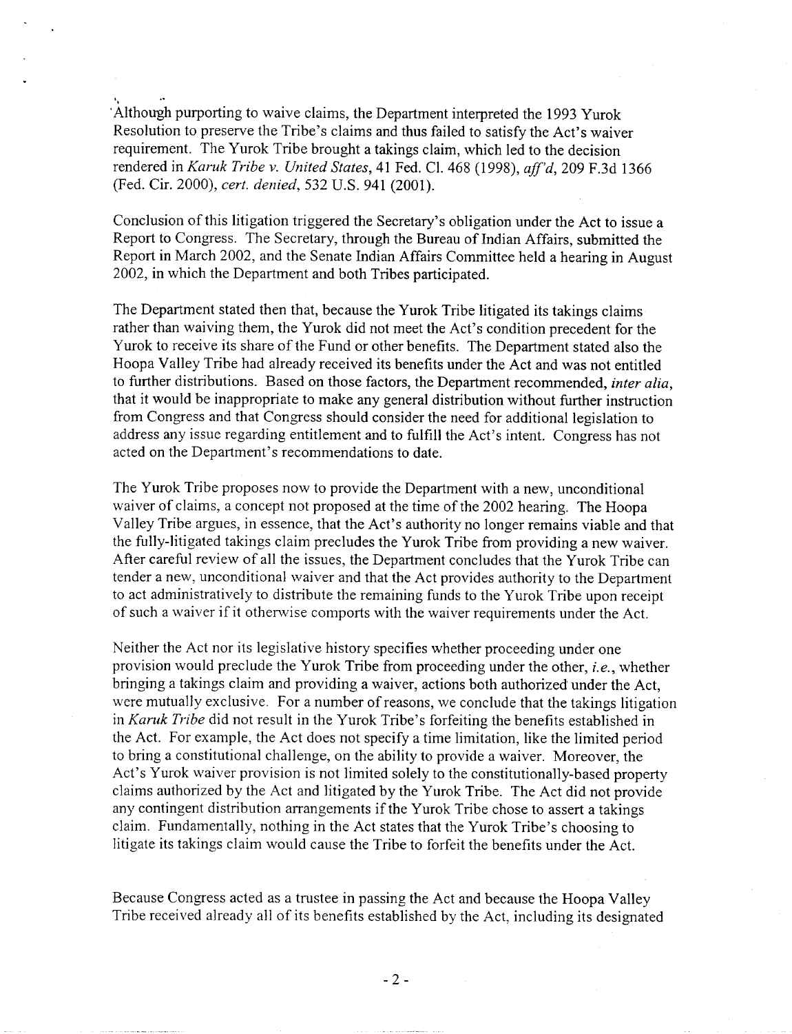Although purporting to waive claims, the Department interpreted the 1993 Yurok Resolution to preserve the Tribe's claims and thus failed to satisfy the Act's waiver requirement. The Yurok Tribe brought a takings claim, which led to the decision rendered in *Karuk Tribe v. United States*, 41 Fed. Cl. 468 (1998), *aff'd*, 209 F.3d 1366 (Fed. Cir. 2000), *cert. denied*, 532 U.S. 941 (2001).

Conclusion of this litigation triggered the Secretary's obligation under the Act to issue a Report to Congress. The Secretary, through the Bureau of Indian Affairs, submitted the Report in March 2002, and the Senate Indian Affairs Committee held a hearing in August 2002, in which the Department and both Tribes participated.

The Department stated then that, because the Yurok Tribe litigated its takings claims rather than waiving them, the Yurok did not meet the Act's condition precedent for the Yurok to receive its share of the Fund or other benefits. The Department stated also the Hoopa Valley Tribe had already received its benefits under the Act and was not entitled to further distributions. Based on those factors, the Department recommended, *inter alia*, that it would be inappropriate to make any general distribution without further instruction from Congress and that Congress should consider the need for additional legislation to address any issue regarding entitlement and to fulfill the Act's intent. Congress has not acted on the Department's recommendations to date.

The Yurok Tribe proposes now to provide the Department with a new, unconditional waiver of claims, a concept not proposed at the time of the 2002 hearing. The Hoopa Valley Tribe argues, in essence, that the Act's authority no longer remains viable and that the fully-litigated takings claim precludes the Yurok Tribe from providing a new waiver. After careful review of all the issues, the Department concludes that the Yurok Tribe can tender a new, unconditional waiver and that the Act provides authority to the Department to act administratively to distribute the remaining funds to the Yurok Tribe upon receipt of such a waiver if it otherwise comports with the waiver requirements under the Act.

Neither the Act nor its legislative history specifies whether proceeding under one provision would preclude the Yurok Tribe from proceeding under the other, *i.e.*, whether bringing a takings claim and providing a waiver, actions both authorized under the Act, were mutually exclusive. For a number of reasons, we conclude that the takings litigation in *Karuk Tribe* did not result in the Yurok Tribe's forfeiting the benefits established in the Act. For example, the Act does not specify a time limitation, like the limited period to bring a constitutional challenge, on the ability to provide a waiver. Moreover, the Act's Yurok waiver provision is not limited solely to the constitutionally-based property claims authorized by the Act and litigated by the Yurok Tribe. The Act did not provide any contingent distribution arrangements if the Yurok Tribe chose to assert a takings claim. Fundamentally, nothing in the Act states that the Yurok Tribe's choosing to litigate its takings claim would cause the Tribe to forfeit the benefits under the Act.

Because Congress acted as a trustee in passing the Act and because the Hoopa Valley Tribe received already all of its benefits established by the Act, including its designated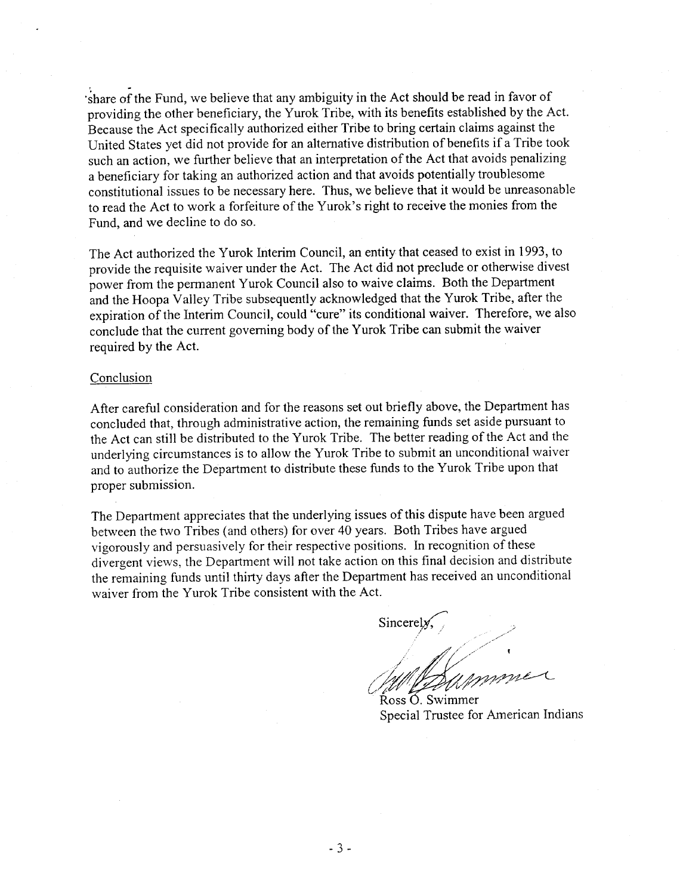share of the Fund, we believe that any ambiguity in the Act should be read in favor of providing the other beneficiary, the Yurok Tribe, with its benefits established by the Act. Because the Act specifically authorized either Tribe to bring certain claims against the United States yet did not provide for an alternative distribution of benefits if a Tribe took such an action, we further believe that an interpretation of the Act that avoids penalizing a beneficiary for taking an authorized action and that avoids potentially troublesome constitutional issues to be necessary here. Thus, we believe that it would be unreasonable to read the Act to work a forfeiture of the Yurok's right to receive the monies from the Fund, and we decline to do so.

The Act authorized the Yurok Interim Council, an entity that ceased to exist in 1993, to provide the requisite waiver under the Act. The Act did not preclude or otherwise divest power from the permanent Yurok Council also to waive claims. Both the Department and the Hoopa Valley Tribe subsequently acknowledged that the Yurok Tribe, after the expiration of the Interim Council, could "cure" its conditional waiver. Therefore, we also conclude that the current governing body of the Yurok Tribe can submit the waiver required by the Act.

## Conclusion

After careful consideration and for the reasons set out briefly above, the Department has concluded that, through administrative action, the remaining funds set aside pursuant to the Act can still be distributed to the Yurok Tribe. The better reading of the Act and the underlying circumstances is to allow the Yurok Tribe to submit an unconditional waiver and to authorize the Department to distribute these funds to the Yurok Tribe upon that proper submission.

The Department appreciates that the underlying issues of this dispute have been argued between the two Tribes (and others) for over 40 years. Both Tribes have argued vigorously and persuasively for their respective positions. In recognition of these divergent views, the Department will not take action on this final decision and distribute the remaining funds until thirty days after the Department has received an unconditional waiver from the Yurok Tribe consistent with the Act.

Sincerely,

Ross O. Swimmer
Special Trustee for American Indians